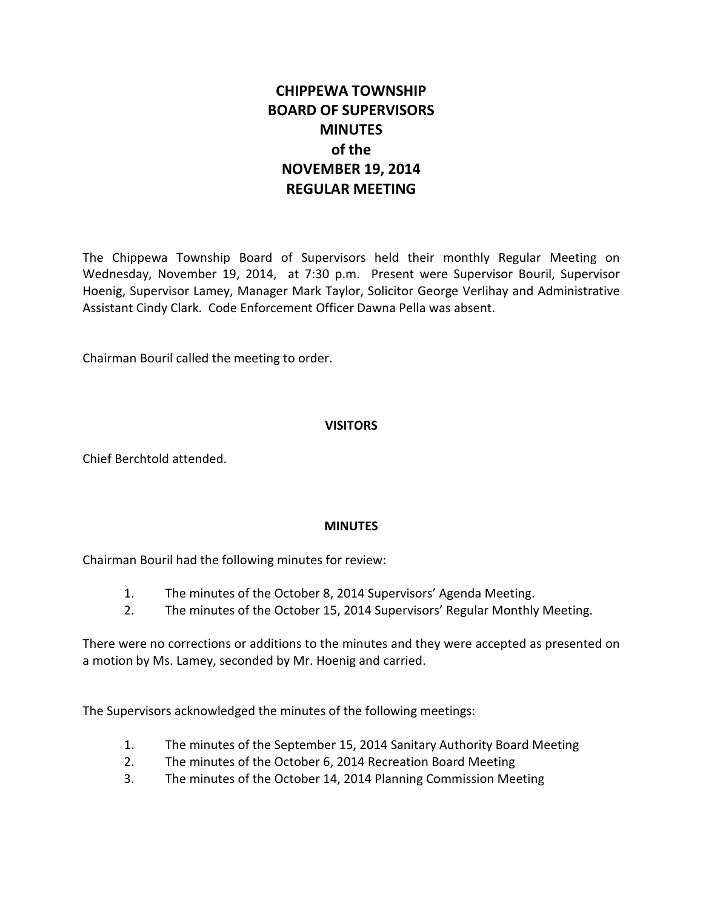# CHIPPEWA TOWNSHIP BOARD OF SUPERVISORS MINUTES of the NOVEMBER 19, 2014 REGULAR MEETING

The Chippewa Township Board of Supervisors held their monthly Regular Meeting on Wednesday, November 19, 2014, at 7:30 p.m. Present were Supervisor Bouril, Supervisor Hoenig, Supervisor Lamey, Manager Mark Taylor, Solicitor George Verlihay and Administrative Assistant Cindy Clark. Code Enforcement Officer Dawna Pella was absent.

Chairman Bouril called the meeting to order.

## VISITORS

Chief Berchtold attended.

## MINUTES

Chairman Bouril had the following minutes for review:

1. The minutes of the October 8, 2014 Supervisors' Agenda Meeting.
2. The minutes of the October 15, 2014 Supervisors' Regular Monthly Meeting.

There were no corrections or additions to the minutes and they were accepted as presented on a motion by Ms. Lamey, seconded by Mr. Hoenig and carried.

The Supervisors acknowledged the minutes of the following meetings:

1. The minutes of the September 15, 2014 Sanitary Authority Board Meeting
2. The minutes of the October 6, 2014 Recreation Board Meeting
3. The minutes of the October 14, 2014 Planning Commission Meeting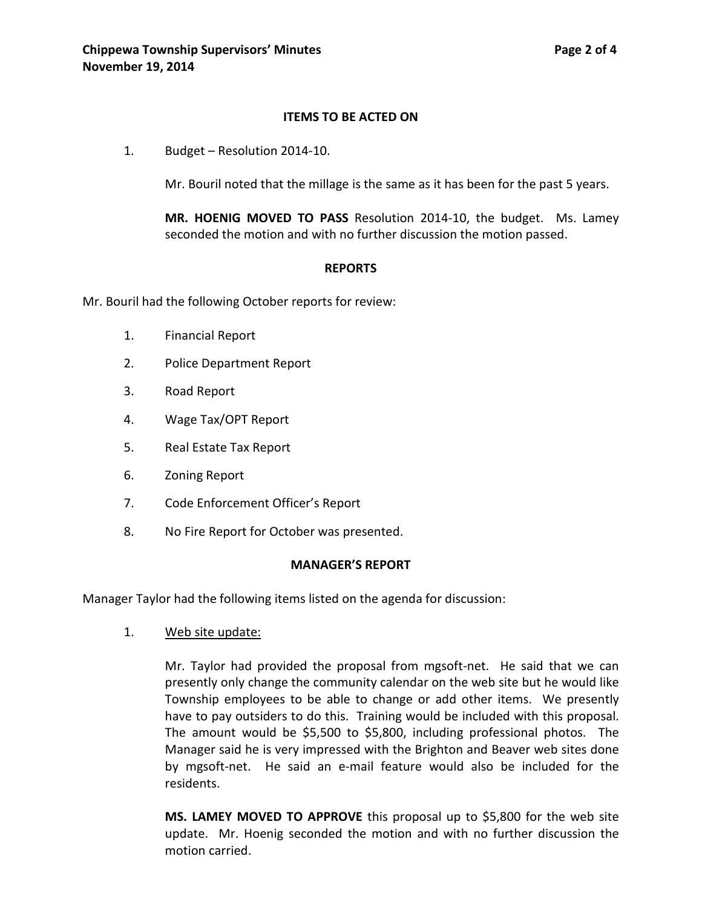## ITEMS TO BE ACTED ON

1. Budget – Resolution 2014-10.

   Mr. Bouril noted that the millage is the same as it has been for the past 5 years.

   **MR. HOENIG MOVED TO PASS** Resolution 2014-10, the budget. Ms. Lamey seconded the motion and with no further discussion the motion passed.

## REPORTS

Mr. Bouril had the following October reports for review:

1. Financial Report
2. Police Department Report
3. Road Report
4. Wage Tax/OPT Report
5. Real Estate Tax Report
6. Zoning Report
7. Code Enforcement Officer's Report
8. No Fire Report for October was presented.

## MANAGER'S REPORT

Manager Taylor had the following items listed on the agenda for discussion:

1. <u>Web site update:</u>

   Mr. Taylor had provided the proposal from mgsoft-net. He said that we can presently only change the community calendar on the web site but he would like Township employees to be able to change or add other items. We presently have to pay outsiders to do this. Training would be included with this proposal. The amount would be $5,500 to $5,800, including professional photos. The Manager said he is very impressed with the Brighton and Beaver web sites done by mgsoft-net. He said an e-mail feature would also be included for the residents.

   **MS. LAMEY MOVED TO APPROVE** this proposal up to $5,800 for the web site update. Mr. Hoenig seconded the motion and with no further discussion the motion carried.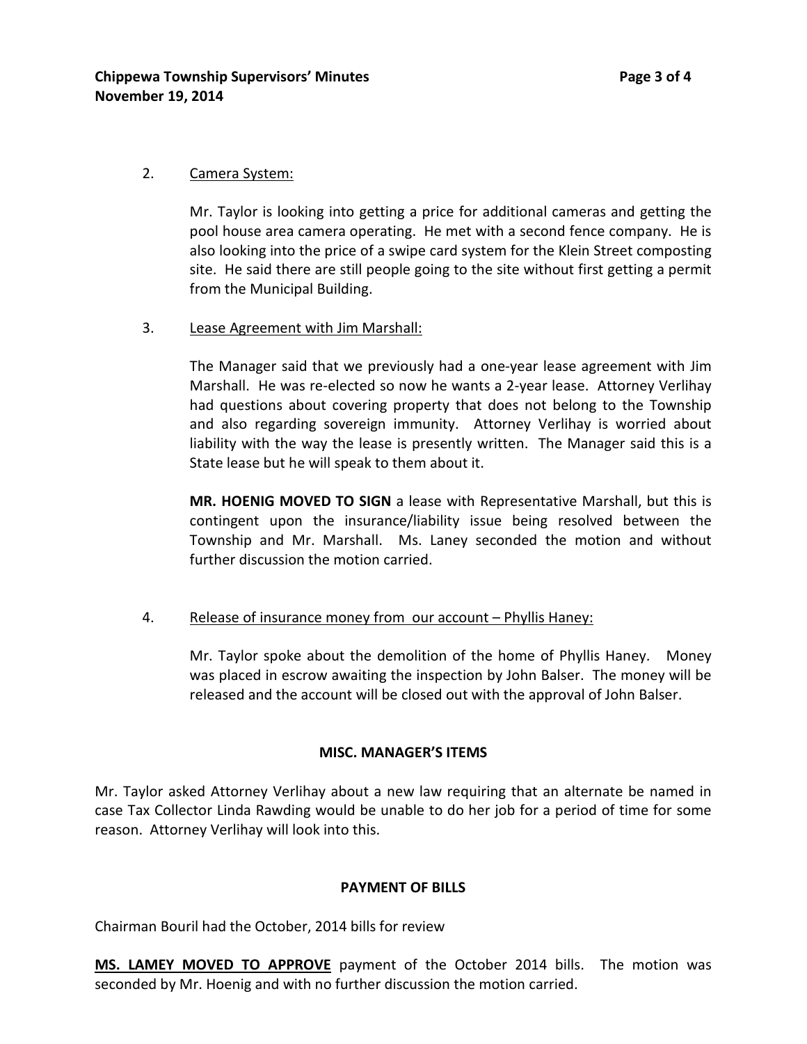2. <u>Camera System:</u>

   Mr. Taylor is looking into getting a price for additional cameras and getting the pool house area camera operating. He met with a second fence company. He is also looking into the price of a swipe card system for the Klein Street composting site. He said there are still people going to the site without first getting a permit from the Municipal Building.

3. <u>Lease Agreement with Jim Marshall:</u>

   The Manager said that we previously had a one-year lease agreement with Jim Marshall. He was re-elected so now he wants a 2-year lease. Attorney Verlihay had questions about covering property that does not belong to the Township and also regarding sovereign immunity. Attorney Verlihay is worried about liability with the way the lease is presently written. The Manager said this is a State lease but he will speak to them about it.

   **MR. HOENIG MOVED TO SIGN** a lease with Representative Marshall, but this is contingent upon the insurance/liability issue being resolved between the Township and Mr. Marshall. Ms. Laney seconded the motion and without further discussion the motion carried.

4. <u>Release of insurance money from our account – Phyllis Haney:</u>

   Mr. Taylor spoke about the demolition of the home of Phyllis Haney. Money was placed in escrow awaiting the inspection by John Balser. The money will be released and the account will be closed out with the approval of John Balser.

## MISC. MANAGER'S ITEMS

Mr. Taylor asked Attorney Verlihay about a new law requiring that an alternate be named in case Tax Collector Linda Rawding would be unable to do her job for a period of time for some reason. Attorney Verlihay will look into this.

## PAYMENT OF BILLS

Chairman Bouril had the October, 2014 bills for review

**<u>MS. LAMEY MOVED TO APPROVE</u>** payment of the October 2014 bills. The motion was seconded by Mr. Hoenig and with no further discussion the motion carried.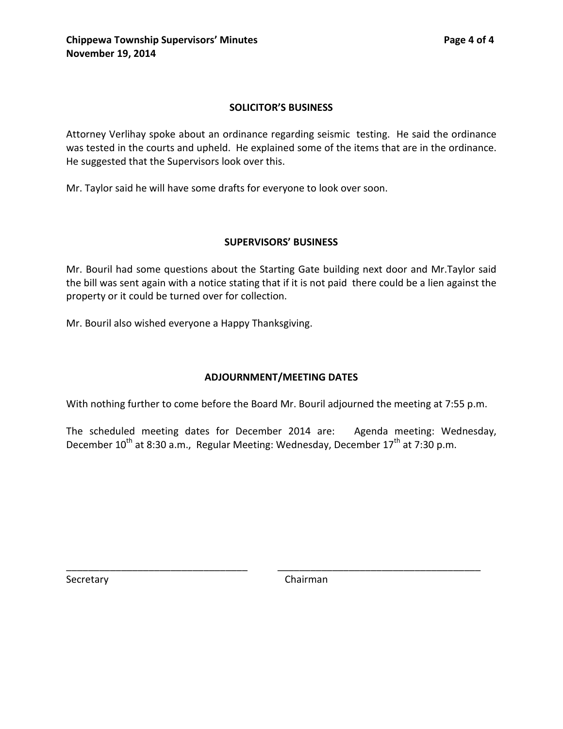## SOLICITOR'S BUSINESS

Attorney Verlihay spoke about an ordinance regarding seismic testing. He said the ordinance was tested in the courts and upheld. He explained some of the items that are in the ordinance. He suggested that the Supervisors look over this.

Mr. Taylor said he will have some drafts for everyone to look over soon.

## SUPERVISORS' BUSINESS

Mr. Bouril had some questions about the Starting Gate building next door and Mr.Taylor said the bill was sent again with a notice stating that if it is not paid there could be a lien against the property or it could be turned over for collection.

Mr. Bouril also wished everyone a Happy Thanksgiving.

## ADJOURNMENT/MEETING DATES

With nothing further to come before the Board Mr. Bouril adjourned the meeting at 7:55 p.m.

The scheduled meeting dates for December 2014 are: Agenda meeting: Wednesday, December 10th at 8:30 a.m., Regular Meeting: Wednesday, December 17th at 7:30 p.m.

\_\_\_\_\_\_\_\_\_\_\_\_\_\_\_\_\_\_\_\_\_\_\_\_\_\_\_\_\_\_\_\_\_\_ \_\_\_\_\_\_\_\_\_\_\_\_\_\_\_\_\_\_\_\_\_\_\_\_\_\_\_\_\_\_\_\_\_\_\_\_\_\_
Secretary Chairman